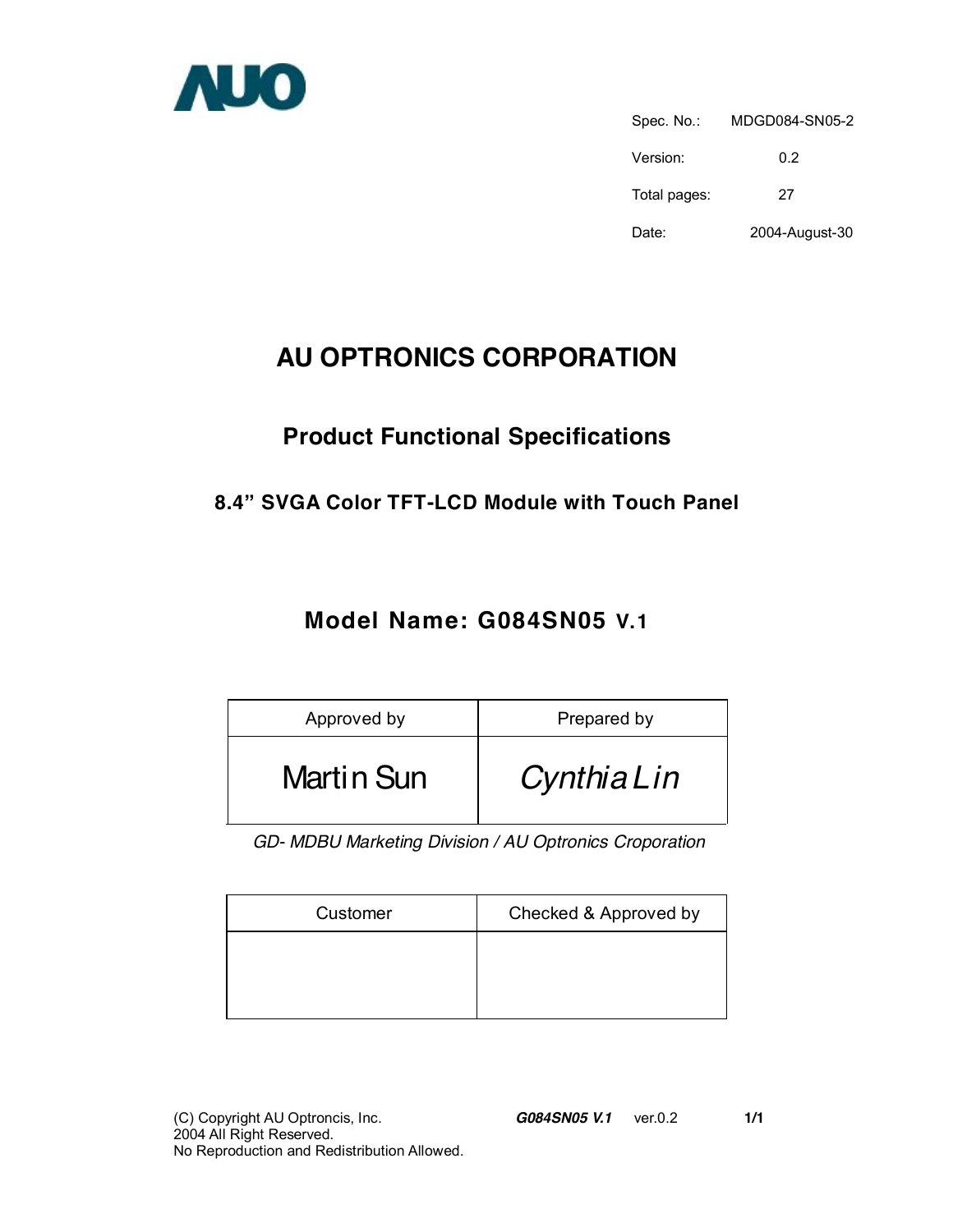AUO

| | |
|---|---|
| Spec. No.: | MDGD084-SN05-2 |
| Version: | 0.2 |
| Total pages: | 27 |
| Date: | 2004-August-30 |

# AU OPTRONICS CORPORATION

## Product Functional Specifications

### 8.4" SVGA Color TFT-LCD Module with Touch Panel

## Model Name: G084SN05 V.1

| Approved by | Prepared by |
|---|---|
| Martin Sun | *Cynthia Lin* |

*GD- MDBU Marketing Division / AU Optronics Croporation*

| Customer | Checked & Approved by |
|---|---|
| | |

(C) Copyright AU Optroncis, Inc.
2004 All Right Reserved.
No Reproduction and Redistribution Allowed.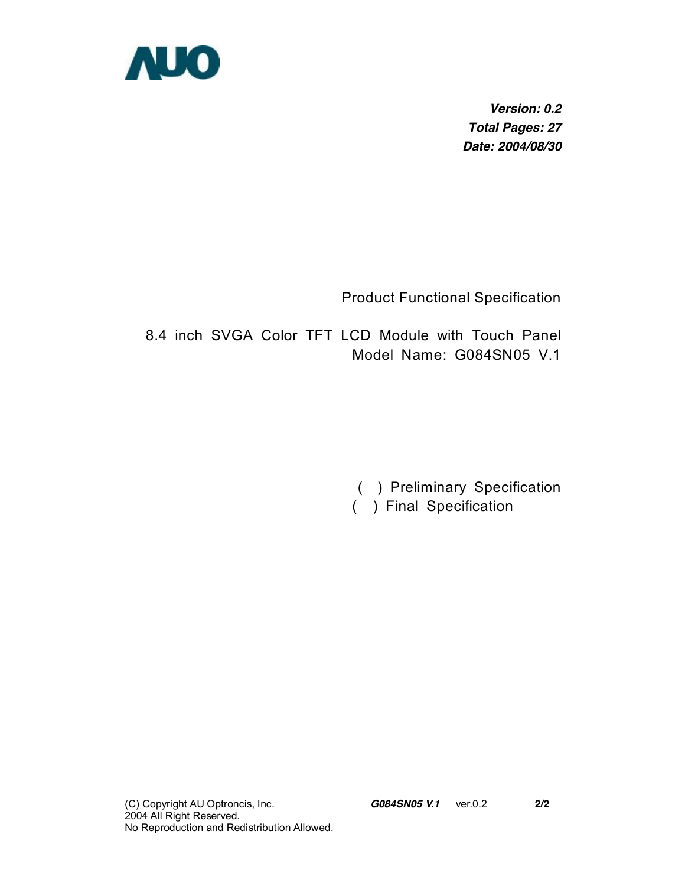AUO

***Version: 0.2***
***Total Pages: 27***
***Date: 2004/08/30***

Product Functional Specification

8.4 inch SVGA Color TFT LCD Module with Touch Panel
Model Name: G084SN05 V.1

( ) Preliminary Specification
( ) Final Specification

(C) Copyright AU Optroncis, Inc.
2004 All Right Reserved.
No Reproduction and Redistribution Allowed.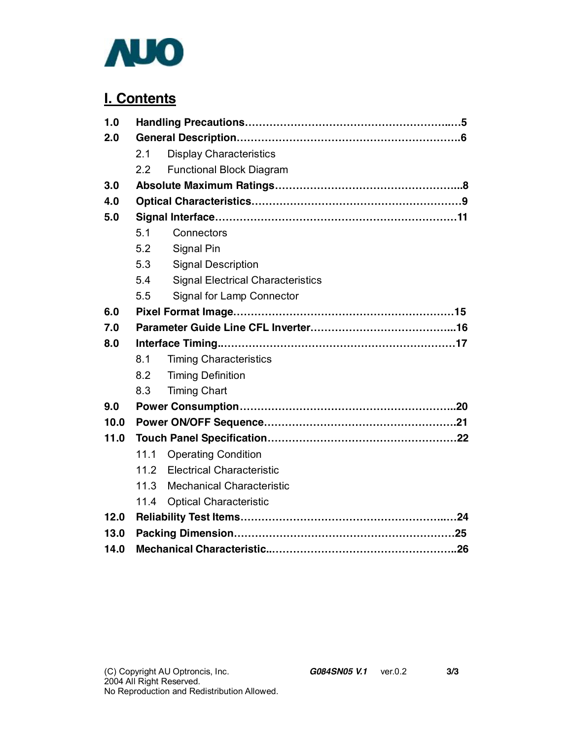## I. Contents

**1.0 Handling Precautions……………………………………………………..…5**

**2.0 General Description……………………………………………………….6**

- 2.1 Display Characteristics
- 2.2 Functional Block Diagram

**3.0 Absolute Maximum Ratings……………………………………………...8**

**4.0 Optical Characteristics…………………………………………………9**

**5.0 Signal Interface……………………………………………………………11**

- 5.1 Connectors
- 5.2 Signal Pin
- 5.3 Signal Description
- 5.4 Signal Electrical Characteristics
- 5.5 Signal for Lamp Connector

**6.0 Pixel Format Image………………………………………………………15**

**7.0 Parameter Guide Line CFL Inverter…………………………………...16**

**8.0 Interface Timing..…………………………………………………………17**

- 8.1 Timing Characteristics
- 8.2 Timing Definition
- 8.3 Timing Chart

**9.0 Power Consumption……………………………………………………..20**

**10.0 Power ON/OFF Sequence………………………………………………21**

**11.0 Touch Panel Specification………………………………………………22**

- 11.1 Operating Condition
- 11.2 Electrical Characteristic
- 11.3 Mechanical Characteristic
- 11.4 Optical Characteristic

**12.0 Reliability Test Items…………………………………………………..…24**

**13.0 Packing Dimension………………………………………………………25**

**14.0 Mechanical Characteristic..……………………………………………..26**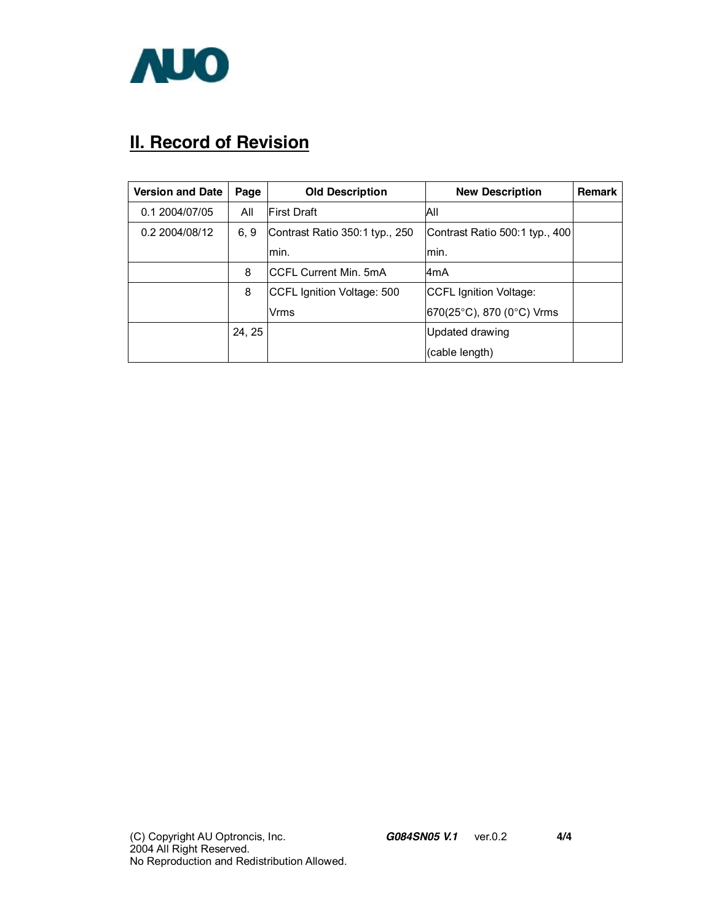## II. Record of Revision

| Version and Date | Page | Old Description | New Description | Remark |
|---|---|---|---|---|
| 0.1 2004/07/05 | All | First Draft | All | |
| 0.2 2004/08/12 | 6, 9 | Contrast Ratio 350:1 typ., 250 min. | Contrast Ratio 500:1 typ., 400 min. | |
| | 8 | CCFL Current Min. 5mA | 4mA | |
| | 8 | CCFL Ignition Voltage: 500 Vrms | CCFL Ignition Voltage: 670(25°C), 870 (0°C) Vrms | |
| | 24, 25 | | Updated drawing (cable length) | |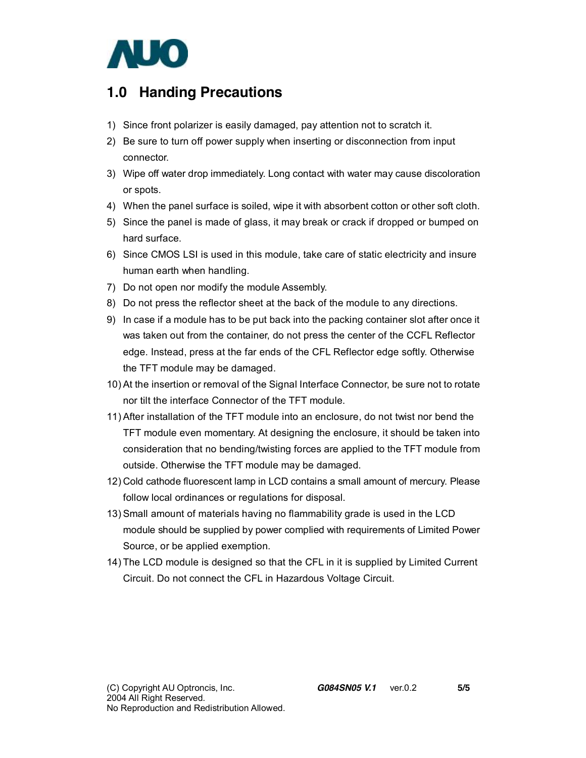## 1.0 Handing Precautions

1) Since front polarizer is easily damaged, pay attention not to scratch it.
2) Be sure to turn off power supply when inserting or disconnection from input connector.
3) Wipe off water drop immediately. Long contact with water may cause discoloration or spots.
4) When the panel surface is soiled, wipe it with absorbent cotton or other soft cloth.
5) Since the panel is made of glass, it may break or crack if dropped or bumped on hard surface.
6) Since CMOS LSI is used in this module, take care of static electricity and insure human earth when handling.
7) Do not open nor modify the module Assembly.
8) Do not press the reflector sheet at the back of the module to any directions.
9) In case if a module has to be put back into the packing container slot after once it was taken out from the container, do not press the center of the CCFL Reflector edge. Instead, press at the far ends of the CFL Reflector edge softly. Otherwise the TFT module may be damaged.
10) At the insertion or removal of the Signal Interface Connector, be sure not to rotate nor tilt the interface Connector of the TFT module.
11) After installation of the TFT module into an enclosure, do not twist nor bend the TFT module even momentary. At designing the enclosure, it should be taken into consideration that no bending/twisting forces are applied to the TFT module from outside. Otherwise the TFT module may be damaged.
12) Cold cathode fluorescent lamp in LCD contains a small amount of mercury. Please follow local ordinances or regulations for disposal.
13) Small amount of materials having no flammability grade is used in the LCD module should be supplied by power complied with requirements of Limited Power Source, or be applied exemption.
14) The LCD module is designed so that the CFL in it is supplied by Limited Current Circuit. Do not connect the CFL in Hazardous Voltage Circuit.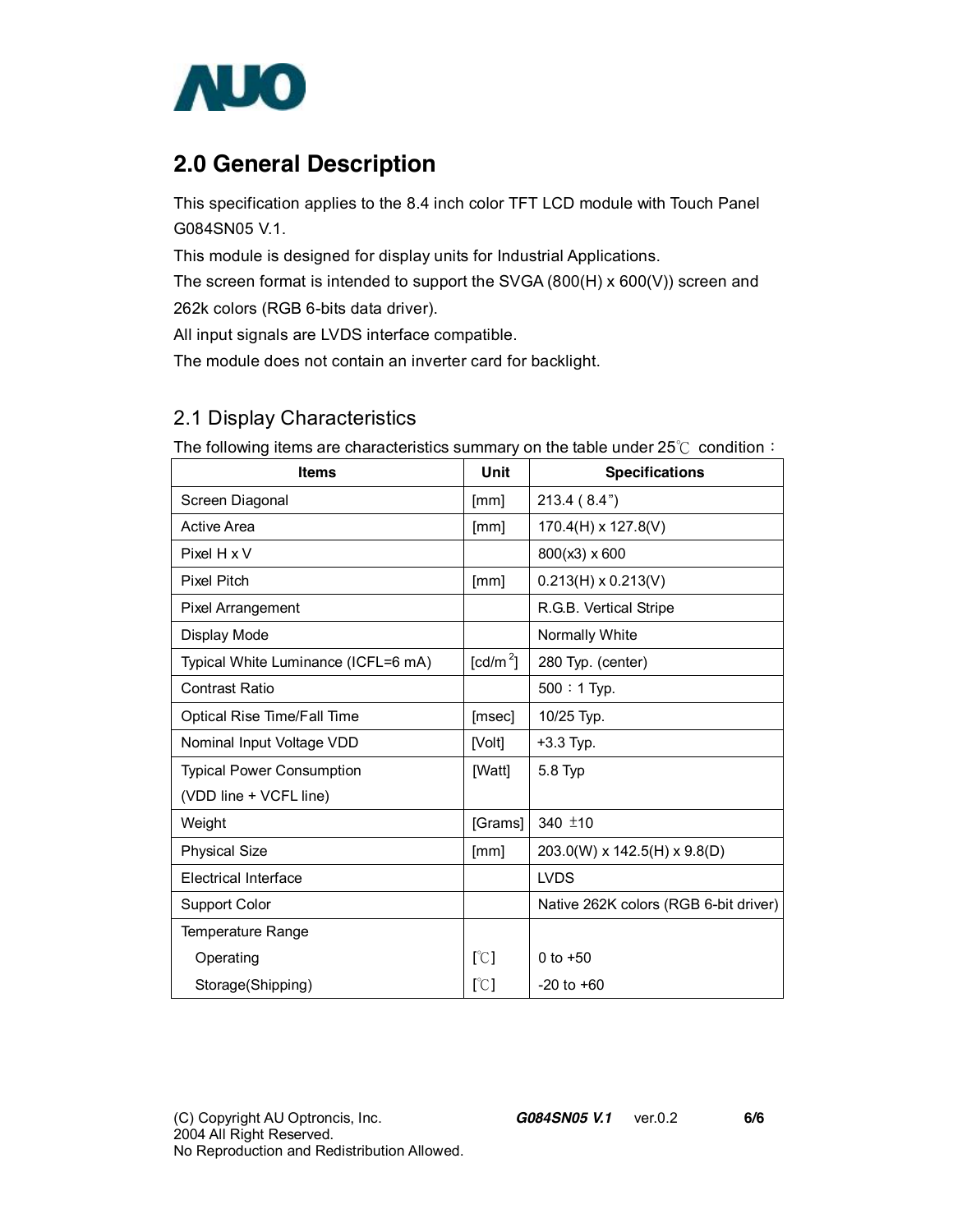## 2.0 General Description

This specification applies to the 8.4 inch color TFT LCD module with Touch Panel G084SN05 V.1.

This module is designed for display units for Industrial Applications.

The screen format is intended to support the SVGA (800(H) x 600(V)) screen and 262k colors (RGB 6-bits data driver).

All input signals are LVDS interface compatible.

The module does not contain an inverter card for backlight.

### 2.1 Display Characteristics

The following items are characteristics summary on the table under 25℃ condition：

| Items | Unit | Specifications |
|---|---|---|
| Screen Diagonal | [mm] | 213.4 ( 8.4") |
| Active Area | [mm] | 170.4(H) x 127.8(V) |
| Pixel H x V | | 800(x3) x 600 |
| Pixel Pitch | [mm] | 0.213(H) x 0.213(V) |
| Pixel Arrangement | | R.G.B. Vertical Stripe |
| Display Mode | | Normally White |
| Typical White Luminance (ICFL=6 mA) | [cd/m$^2$] | 280 Typ. (center) |
| Contrast Ratio | | 500：1 Typ. |
| Optical Rise Time/Fall Time | [msec] | 10/25 Typ. |
| Nominal Input Voltage VDD | [Volt] | +3.3 Typ. |
| Typical Power Consumption (VDD line + VCFL line) | [Watt] | 5.8 Typ |
| Weight | [Grams] | 340 ±10 |
| Physical Size | [mm] | 203.0(W) x 142.5(H) x 9.8(D) |
| Electrical Interface | | LVDS |
| Support Color | | Native 262K colors (RGB 6-bit driver) |
| Temperature Range | | |
| Operating | [℃] | 0 to +50 |
| Storage(Shipping) | [℃] | -20 to +60 |

(C) Copyright AU Optroncis, Inc.
2004 All Right Reserved.
No Reproduction and Redistribution Allowed.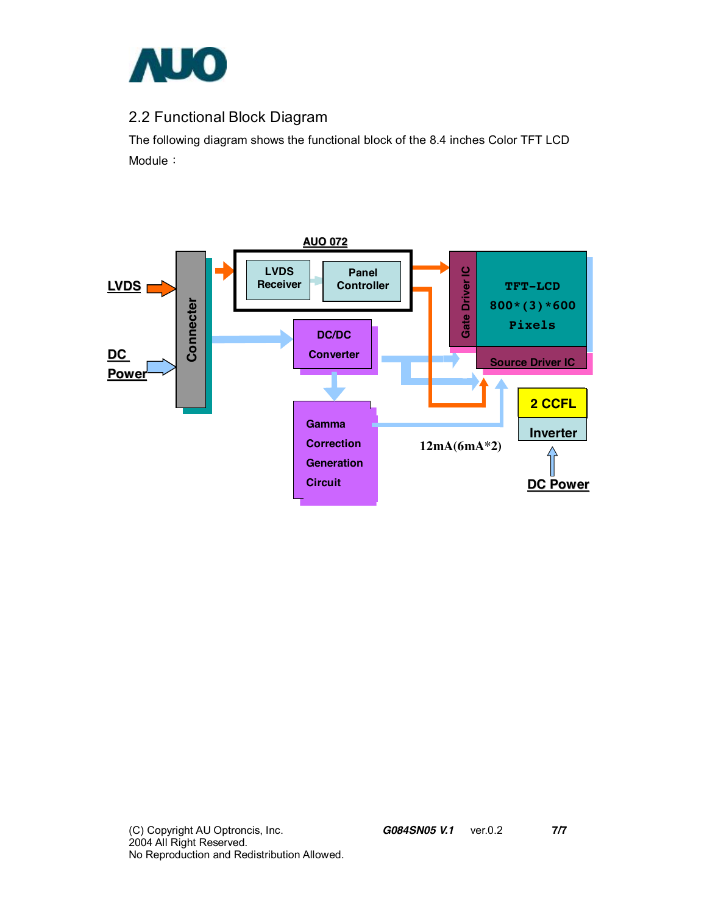## 2.2 Functional Block Diagram

The following diagram shows the functional block of the 8.4 inches Color TFT LCD Module：

AUO 072

LVDS Receiver

Panel Controller

LVDS

DC Power

Connecter

DC/DC Converter

Gamma Correction Generation Circuit

Gate Driver IC

TFT-LCD 800*(3)*600 Pixels

Source Driver IC

2 CCFL

Inverter

12mA(6mA*2)

DC Power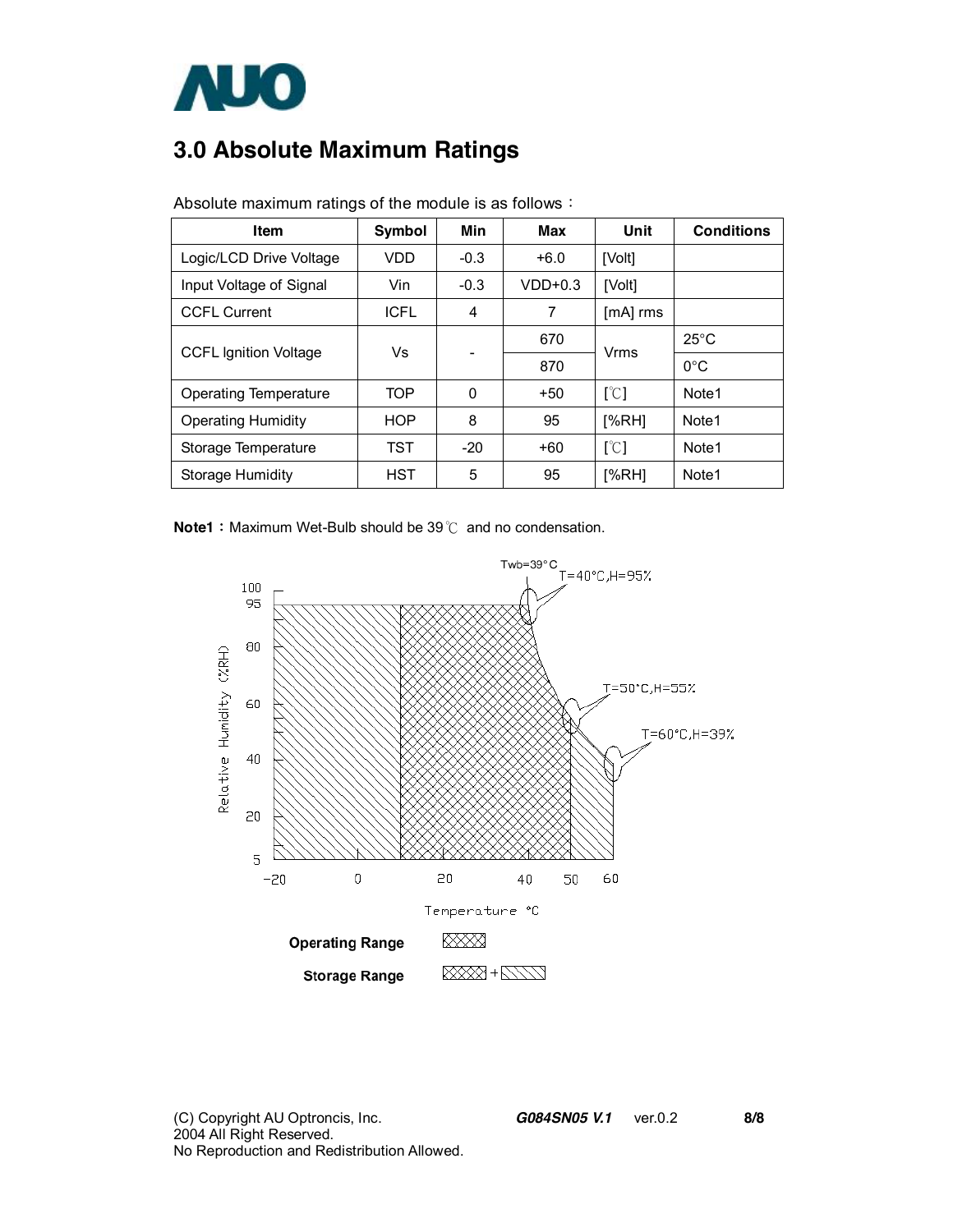## 3.0 Absolute Maximum Ratings

Absolute maximum ratings of the module is as follows：

| Item | Symbol | Min | Max | Unit | Conditions |
|---|---|---|---|---|---|
| Logic/LCD Drive Voltage | VDD | -0.3 | +6.0 | [Volt] | |
| Input Voltage of Signal | Vin | -0.3 | VDD+0.3 | [Volt] | |
| CCFL Current | ICFL | 4 | 7 | [mA] rms | |
| CCFL Ignition Voltage | Vs | - | 670 | Vrms | 25°C |
| | | | 870 | | 0°C |
| Operating Temperature | TOP | 0 | +50 | [℃] | Note1 |
| Operating Humidity | HOP | 8 | 95 | [%RH] | Note1 |
| Storage Temperature | TST | -20 | +60 | [℃] | Note1 |
| Storage Humidity | HST | 5 | 95 | [%RH] | Note1 |

**Note1：** Maximum Wet-Bulb should be 39℃ and no condensation.

Twb=39°C
T=40°C,H=95%
T=50°C,H=55%
T=60°C,H=39%

Relative Humidity (%RH)

Temperature °C

**Operating Range**

**Storage Range**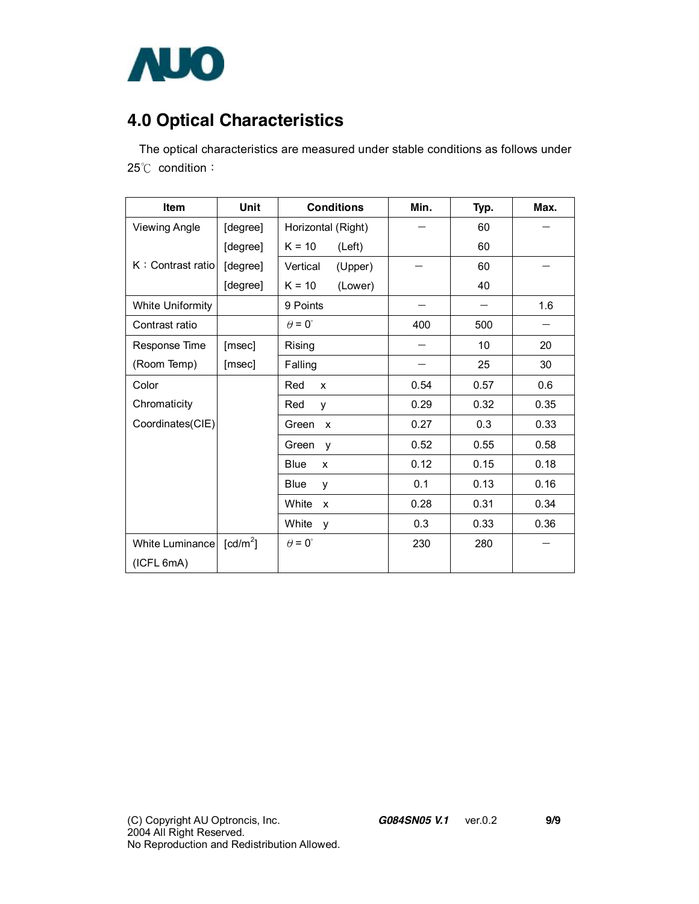## 4.0 Optical Characteristics

The optical characteristics are measured under stable conditions as follows under 25℃ condition：

| Item | Unit | Conditions | Min. | Typ. | Max. |
|---|---|---|---|---|---|
| Viewing Angle | [degree] | Horizontal (Right) | — | 60 | — |
| | [degree] | K = 10 (Left) | | 60 | |
| K：Contrast ratio | [degree] | Vertical (Upper) | — | 60 | — |
| | [degree] | K = 10 (Lower) | | 40 | |
| White Uniformity | | 9 Points | — | — | 1.6 |
| Contrast ratio | | $\theta = 0^{\circ}$ | 400 | 500 | — |
| Response Time | [msec] | Rising | — | 10 | 20 |
| (Room Temp) | [msec] | Falling | — | 25 | 30 |
| Color | | Red x | 0.54 | 0.57 | 0.6 |
| Chromaticity | | Red y | 0.29 | 0.32 | 0.35 |
| Coordinates(CIE) | | Green x | 0.27 | 0.3 | 0.33 |
| | | Green y | 0.52 | 0.55 | 0.58 |
| | | Blue x | 0.12 | 0.15 | 0.18 |
| | | Blue y | 0.1 | 0.13 | 0.16 |
| | | White x | 0.28 | 0.31 | 0.34 |
| | | White y | 0.3 | 0.33 | 0.36 |
| White Luminance (ICFL 6mA) | [cd/m$^2$] | $\theta = 0^{\circ}$ | 230 | 280 | — |

(C) Copyright AU Optroncis, Inc.
2004 All Right Reserved.
No Reproduction and Redistribution Allowed.

***G084SN05 V.1*** ver.0.2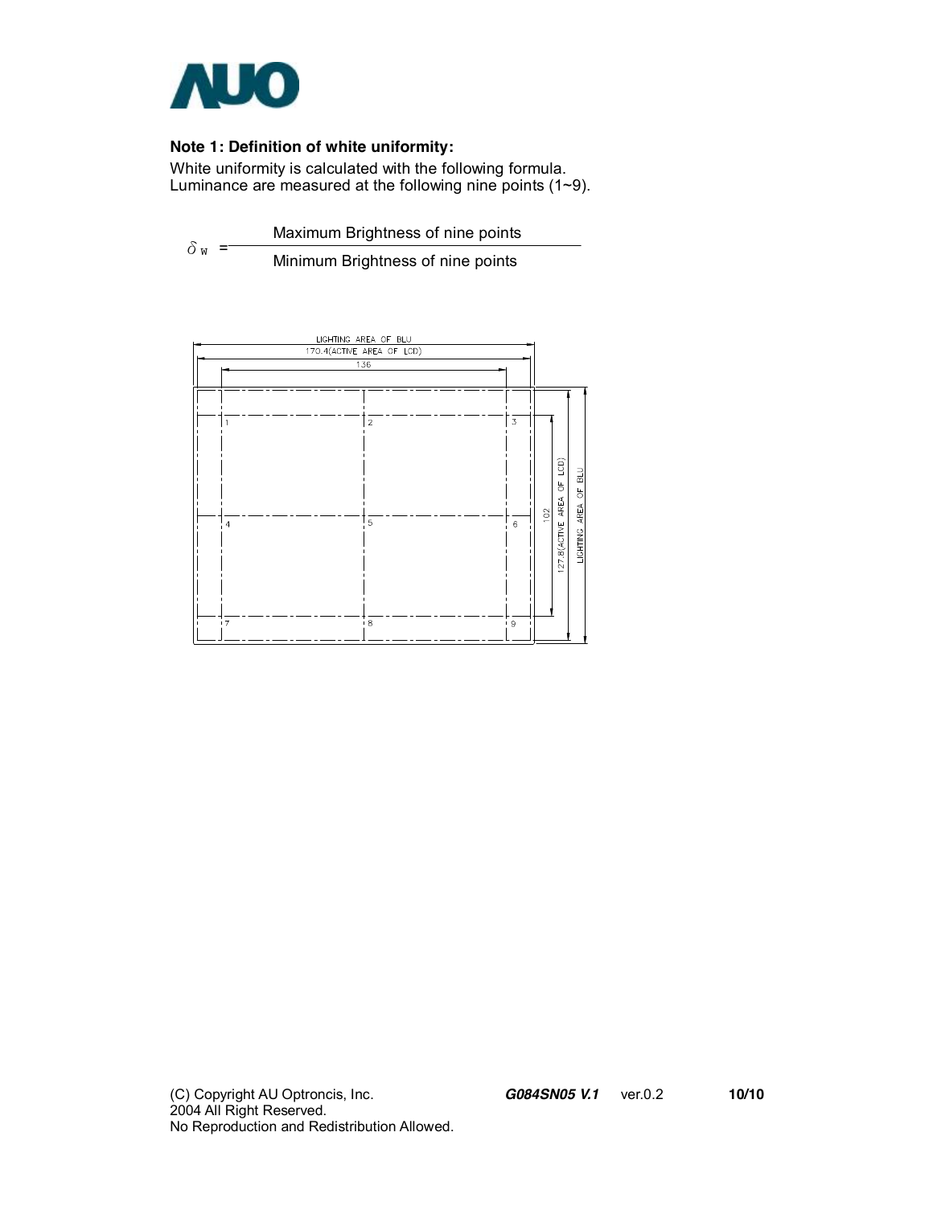**Note 1: Definition of white uniformity:**

White uniformity is calculated with the following formula.
Luminance are measured at the following nine points (1~9).

$$\delta_W = \frac{\text{Maximum Brightness of nine points}}{\text{Minimum Brightness of nine points}}$$

LIGHTING AREA OF BLU
170.4(ACTIVE AREA OF LCD)
136
102
127.8(ACTIVE AREA OF LCD)
LIGHTING AREA OF BLU

1 2 3
4 5 6
7 8 9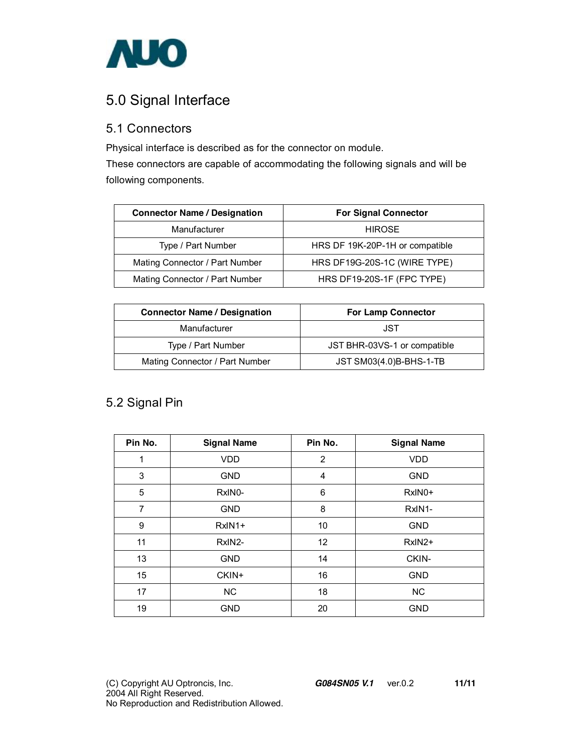# 5.0 Signal Interface

## 5.1 Connectors

Physical interface is described as for the connector on module.
These connectors are capable of accommodating the following signals and will be following components.

| Connector Name / Designation | For Signal Connector |
|---|---|
| Manufacturer | HIROSE |
| Type / Part Number | HRS DF 19K-20P-1H or compatible |
| Mating Connector / Part Number | HRS DF19G-20S-1C (WIRE TYPE) |
| Mating Connector / Part Number | HRS DF19-20S-1F (FPC TYPE) |

| Connector Name / Designation | For Lamp Connector |
|---|---|
| Manufacturer | JST |
| Type / Part Number | JST BHR-03VS-1 or compatible |
| Mating Connector / Part Number | JST SM03(4.0)B-BHS-1-TB |

## 5.2 Signal Pin

| Pin No. | Signal Name | Pin No. | Signal Name |
|---|---|---|---|
| 1 | VDD | 2 | VDD |
| 3 | GND | 4 | GND |
| 5 | RxIN0- | 6 | RxIN0+ |
| 7 | GND | 8 | RxIN1- |
| 9 | RxIN1+ | 10 | GND |
| 11 | RxIN2- | 12 | RxIN2+ |
| 13 | GND | 14 | CKIN- |
| 15 | CKIN+ | 16 | GND |
| 17 | NC | 18 | NC |
| 19 | GND | 20 | GND |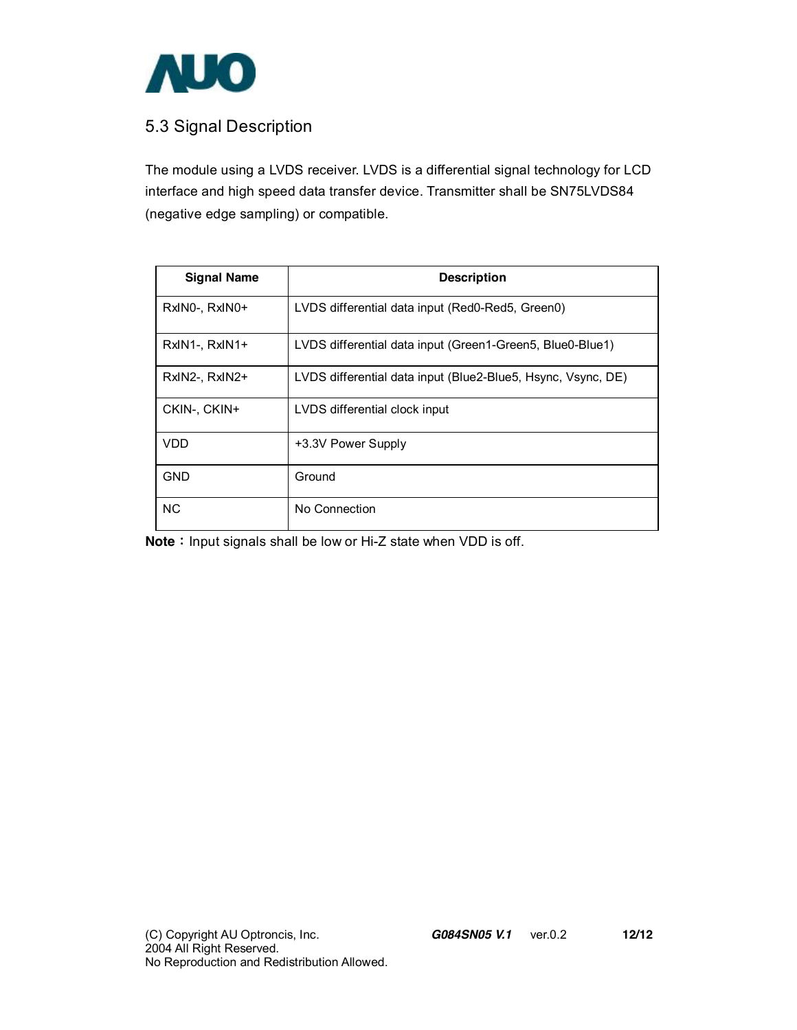## 5.3 Signal Description

The module using a LVDS receiver. LVDS is a differential signal technology for LCD interface and high speed data transfer device. Transmitter shall be SN75LVDS84 (negative edge sampling) or compatible.

| Signal Name | Description |
|---|---|
| RxIN0-, RxIN0+ | LVDS differential data input (Red0-Red5, Green0) |
| RxIN1-, RxIN1+ | LVDS differential data input (Green1-Green5, Blue0-Blue1) |
| RxIN2-, RxIN2+ | LVDS differential data input (Blue2-Blue5, Hsync, Vsync, DE) |
| CKIN-, CKIN+ | LVDS differential clock input |
| VDD | +3.3V Power Supply |
| GND | Ground |
| NC | No Connection |

**Note：**Input signals shall be low or Hi-Z state when VDD is off.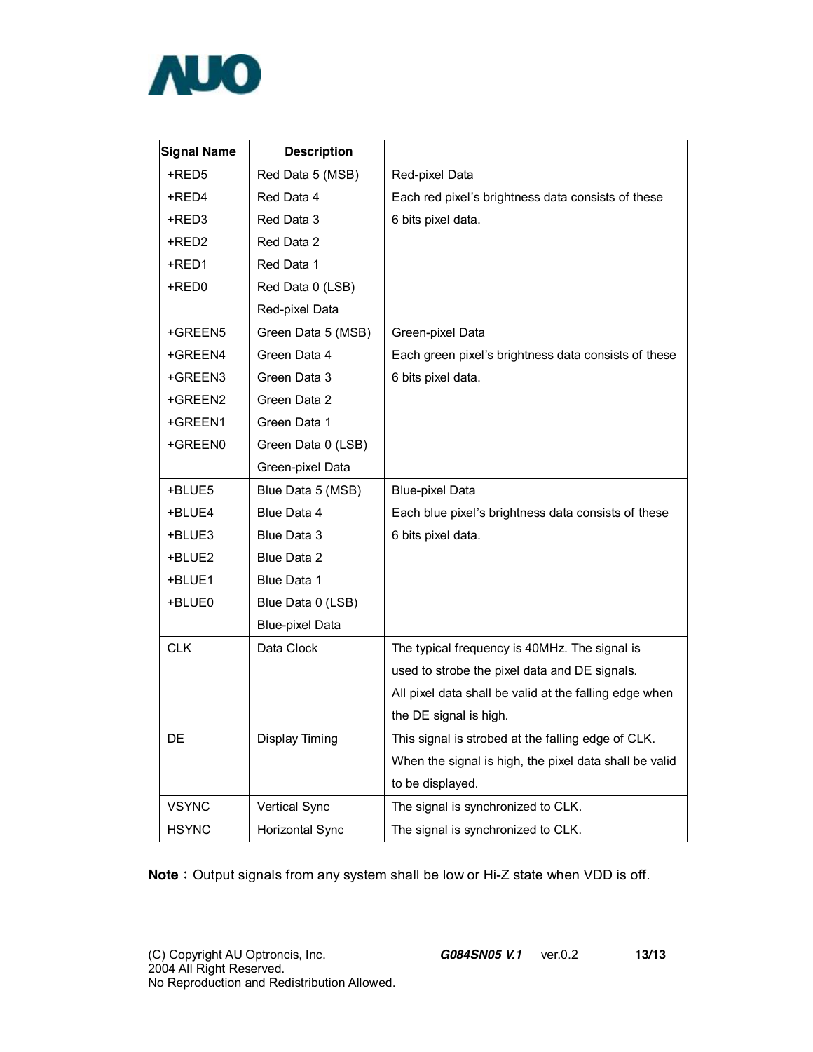| Signal Name | Description | |
|---|---|---|
| +RED5<br>+RED4<br>+RED3<br>+RED2<br>+RED1<br>+RED0 | Red Data 5 (MSB)<br>Red Data 4<br>Red Data 3<br>Red Data 2<br>Red Data 1<br>Red Data 0 (LSB)<br>Red-pixel Data | Red-pixel Data<br>Each red pixel's brightness data consists of these 6 bits pixel data. |
| +GREEN5<br>+GREEN4<br>+GREEN3<br>+GREEN2<br>+GREEN1<br>+GREEN0 | Green Data 5 (MSB)<br>Green Data 4<br>Green Data 3<br>Green Data 2<br>Green Data 1<br>Green Data 0 (LSB)<br>Green-pixel Data | Green-pixel Data<br>Each green pixel's brightness data consists of these 6 bits pixel data. |
| +BLUE5<br>+BLUE4<br>+BLUE3<br>+BLUE2<br>+BLUE1<br>+BLUE0 | Blue Data 5 (MSB)<br>Blue Data 4<br>Blue Data 3<br>Blue Data 2<br>Blue Data 1<br>Blue Data 0 (LSB)<br>Blue-pixel Data | Blue-pixel Data<br>Each blue pixel's brightness data consists of these 6 bits pixel data. |
| CLK | Data Clock | The typical frequency is 40MHz. The signal is used to strobe the pixel data and DE signals. All pixel data shall be valid at the falling edge when the DE signal is high. |
| DE | Display Timing | This signal is strobed at the falling edge of CLK. When the signal is high, the pixel data shall be valid to be displayed. |
| VSYNC | Vertical Sync | The signal is synchronized to CLK. |
| HSYNC | Horizontal Sync | The signal is synchronized to CLK. |

**Note：** Output signals from any system shall be low or Hi-Z state when VDD is off.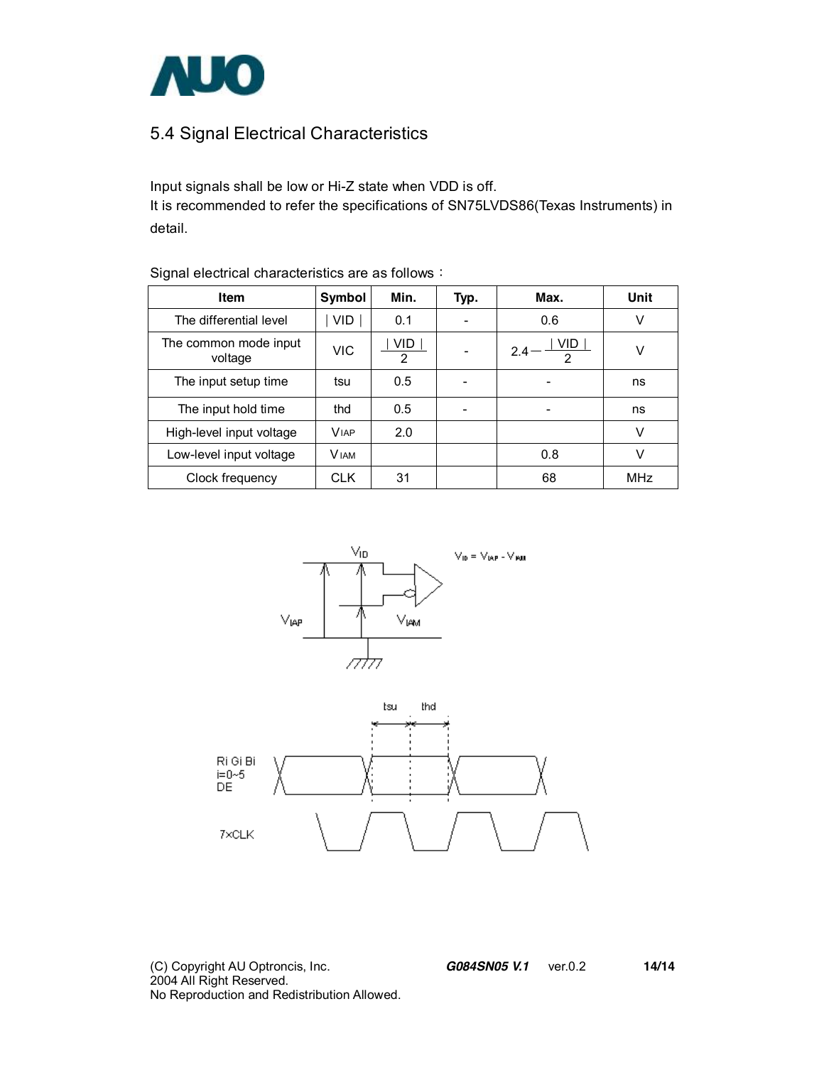## 5.4 Signal Electrical Characteristics

Input signals shall be low or Hi-Z state when VDD is off.
It is recommended to refer the specifications of SN75LVDS86(Texas Instruments) in detail.

Signal electrical characteristics are as follows：

| Item | Symbol | Min. | Typ. | Max. | Unit |
|---|---|---|---|---|---|
| The differential level | $\lvert VID \rvert$ | 0.1 | - | 0.6 | V |
| The common mode input voltage | VIC | $\frac{\lvert VID \rvert}{2}$ | - | $2.4 - \frac{\lvert VID \rvert}{2}$ | V |
| The input setup time | tsu | 0.5 | - | - | ns |
| The input hold time | thd | 0.5 | - | - | ns |
| High-level input voltage | $V_{IAP}$ | 2.0 | | | V |
| Low-level input voltage | $V_{IAM}$ | | | 0.8 | V |
| Clock frequency | CLK | 31 | | 68 | MHz |

$V_{ID} = V_{IAP} - V_{IAM}$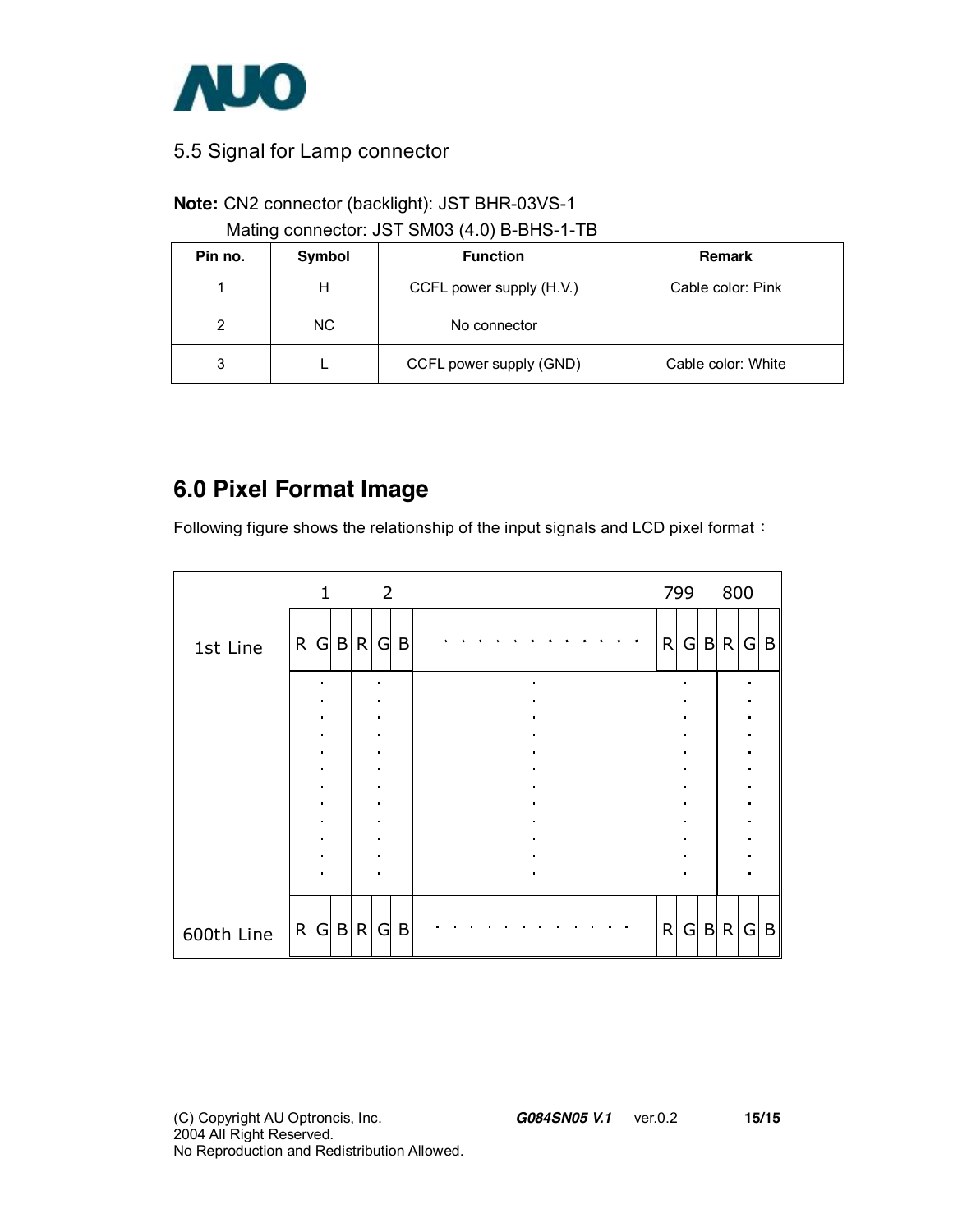### 5.5 Signal for Lamp connector

**Note:** CN2 connector (backlight): JST BHR-03VS-1
Mating connector: JST SM03 (4.0) B-BHS-1-TB

| Pin no. | Symbol | Function | Remark |
|---|---|---|---|
| 1 | H | CCFL power supply (H.V.) | Cable color: Pink |
| 2 | NC | No connector | |
| 3 | L | CCFL power supply (GND) | Cable color: White |

## 6.0 Pixel Format Image

Following figure shows the relationship of the input signals and LCD pixel format：

| | 1 | | | 2 | | | | 799 | | | 800 | | |
|---|---|---|---|---|---|---|---|---|---|---|---|---|---|
| 1st Line | R | G | B | R | G | B | . . . . . . . . . . . . | R | G | B | R | G | B |
| | . | | | . | | | . | . | | | . | | |
| 600th Line | R | G | B | R | G | B | . . . . . . . . . . . . | R | G | B | R | G | B |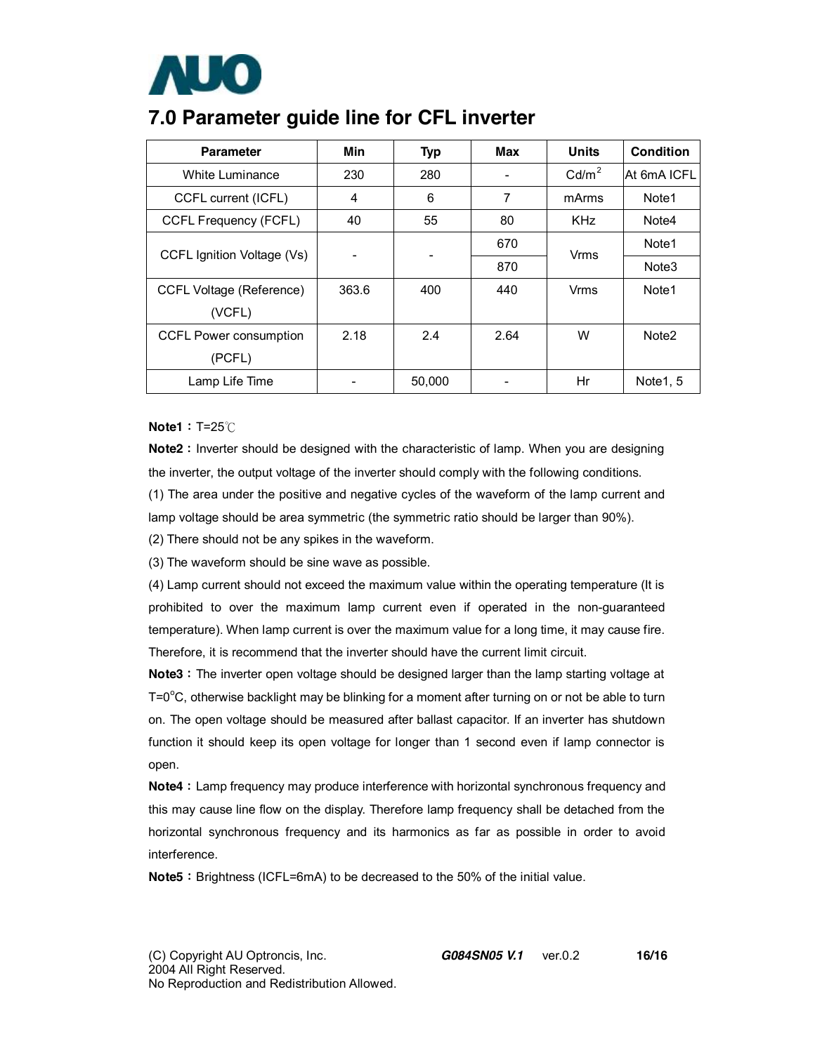# 7.0 Parameter guide line for CFL inverter

| Parameter | Min | Typ | Max | Units | Condition |
|---|---|---|---|---|---|
| White Luminance | 230 | 280 | - | Cd/m$^2$ | At 6mA ICFL |
| CCFL current (ICFL) | 4 | 6 | 7 | mArms | Note1 |
| CCFL Frequency (FCFL) | 40 | 55 | 80 | KHz | Note4 |
| CCFL Ignition Voltage (Vs) | - | - | 670 | Vrms | Note1 |
| | | | 870 | | Note3 |
| CCFL Voltage (Reference) (VCFL) | 363.6 | 400 | 440 | Vrms | Note1 |
| CCFL Power consumption (PCFL) | 2.18 | 2.4 | 2.64 | W | Note2 |
| Lamp Life Time | - | 50,000 | - | Hr | Note1, 5 |

**Note1：**T=25℃

**Note2：**Inverter should be designed with the characteristic of lamp. When you are designing the inverter, the output voltage of the inverter should comply with the following conditions.

(1) The area under the positive and negative cycles of the waveform of the lamp current and lamp voltage should be area symmetric (the symmetric ratio should be larger than 90%).

(2) There should not be any spikes in the waveform.

(3) The waveform should be sine wave as possible.

(4) Lamp current should not exceed the maximum value within the operating temperature (It is prohibited to over the maximum lamp current even if operated in the non-guaranteed temperature). When lamp current is over the maximum value for a long time, it may cause fire. Therefore, it is recommend that the inverter should have the current limit circuit.

**Note3：**The inverter open voltage should be designed larger than the lamp starting voltage at T=0°C, otherwise backlight may be blinking for a moment after turning on or not be able to turn on. The open voltage should be measured after ballast capacitor. If an inverter has shutdown function it should keep its open voltage for longer than 1 second even if lamp connector is open.

**Note4：**Lamp frequency may produce interference with horizontal synchronous frequency and this may cause line flow on the display. Therefore lamp frequency shall be detached from the horizontal synchronous frequency and its harmonics as far as possible in order to avoid interference.

**Note5：**Brightness (ICFL=6mA) to be decreased to the 50% of the initial value.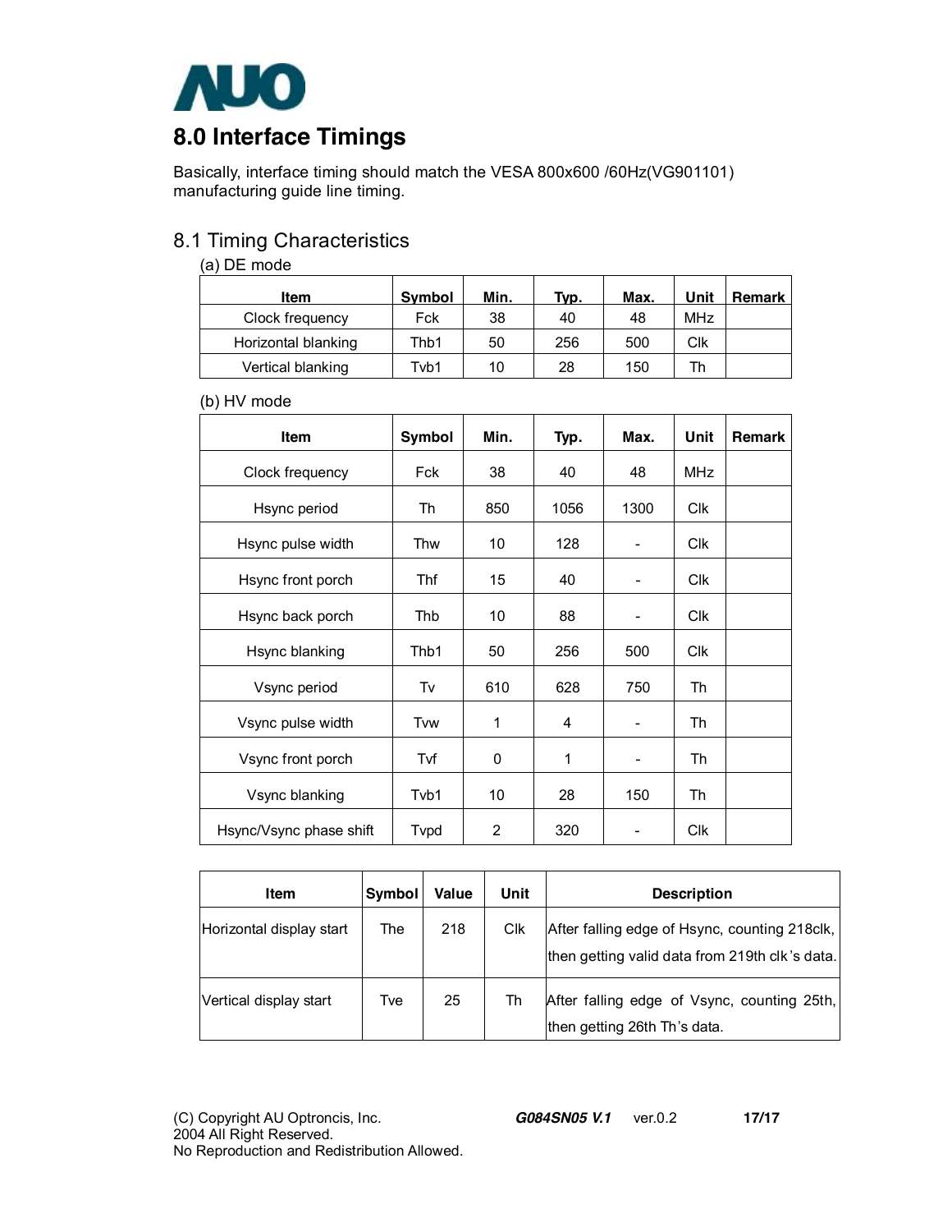# 8.0 Interface Timings

Basically, interface timing should match the VESA 800x600 /60Hz(VG901101) manufacturing guide line timing.

## 8.1 Timing Characteristics

(a) DE mode

| Item | Symbol | Min. | Typ. | Max. | Unit | Remark |
|---|---|---|---|---|---|---|
| Clock frequency | Fck | 38 | 40 | 48 | MHz | |
| Horizontal blanking | Thb1 | 50 | 256 | 500 | Clk | |
| Vertical blanking | Tvb1 | 10 | 28 | 150 | Th | |

(b) HV mode

| Item | Symbol | Min. | Typ. | Max. | Unit | Remark |
|---|---|---|---|---|---|---|
| Clock frequency | Fck | 38 | 40 | 48 | MHz | |
| Hsync period | Th | 850 | 1056 | 1300 | Clk | |
| Hsync pulse width | Thw | 10 | 128 | - | Clk | |
| Hsync front porch | Thf | 15 | 40 | - | Clk | |
| Hsync back porch | Thb | 10 | 88 | - | Clk | |
| Hsync blanking | Thb1 | 50 | 256 | 500 | Clk | |
| Vsync period | Tv | 610 | 628 | 750 | Th | |
| Vsync pulse width | Tvw | 1 | 4 | - | Th | |
| Vsync front porch | Tvf | 0 | 1 | - | Th | |
| Vsync blanking | Tvb1 | 10 | 28 | 150 | Th | |
| Hsync/Vsync phase shift | Tvpd | 2 | 320 | - | Clk | |

| Item | Symbol | Value | Unit | Description |
|---|---|---|---|---|
| Horizontal display start | The | 218 | Clk | After falling edge of Hsync, counting 218clk, then getting valid data from 219th clk's data. |
| Vertical display start | Tve | 25 | Th | After falling edge of Vsync, counting 25th, then getting 26th Th's data. |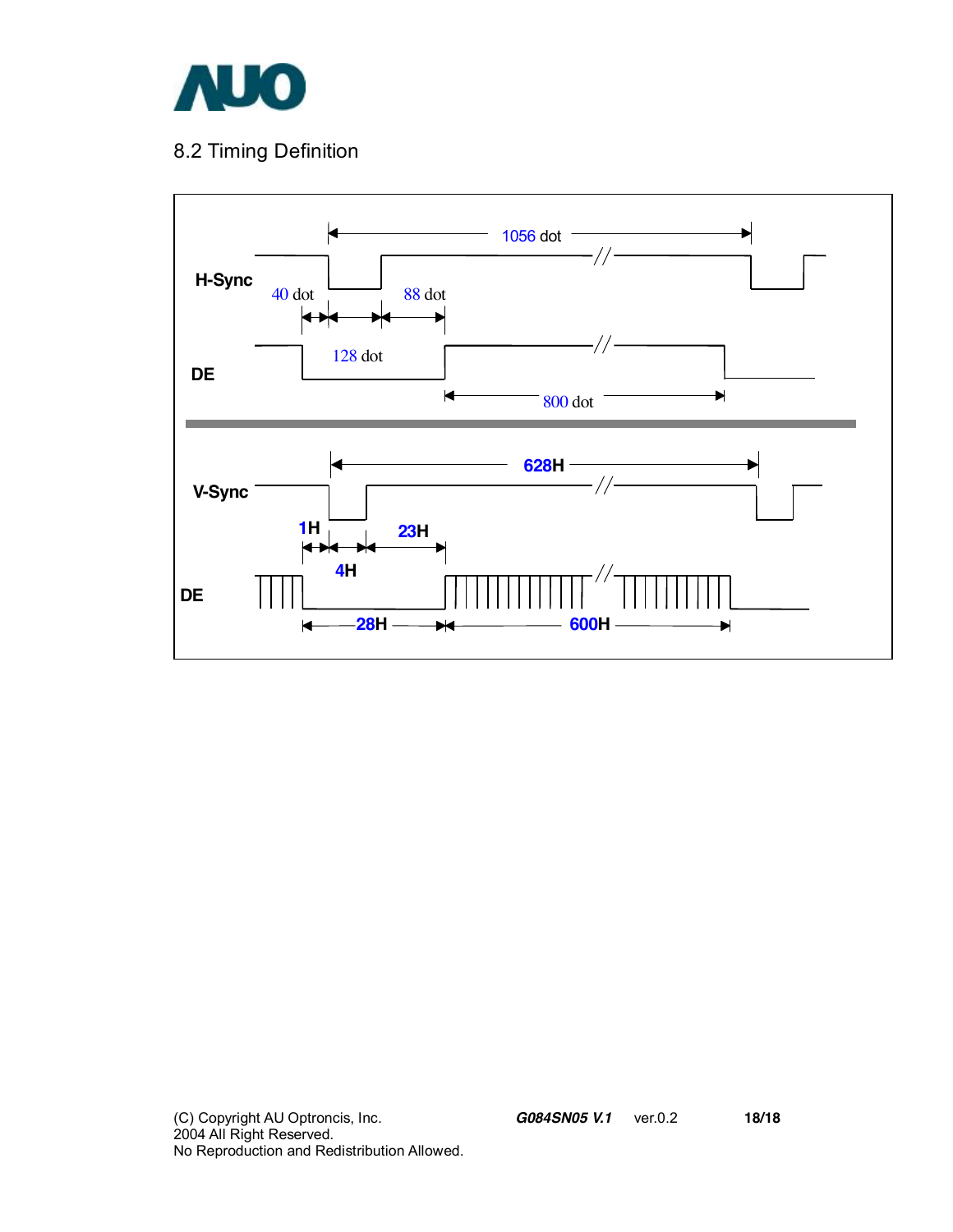## 8.2 Timing Definition

H-Sync

1056 dot

40 dot

88 dot

128 dot

DE

800 dot

V-Sync

628H

1H

23H

4H

DE

28H

600H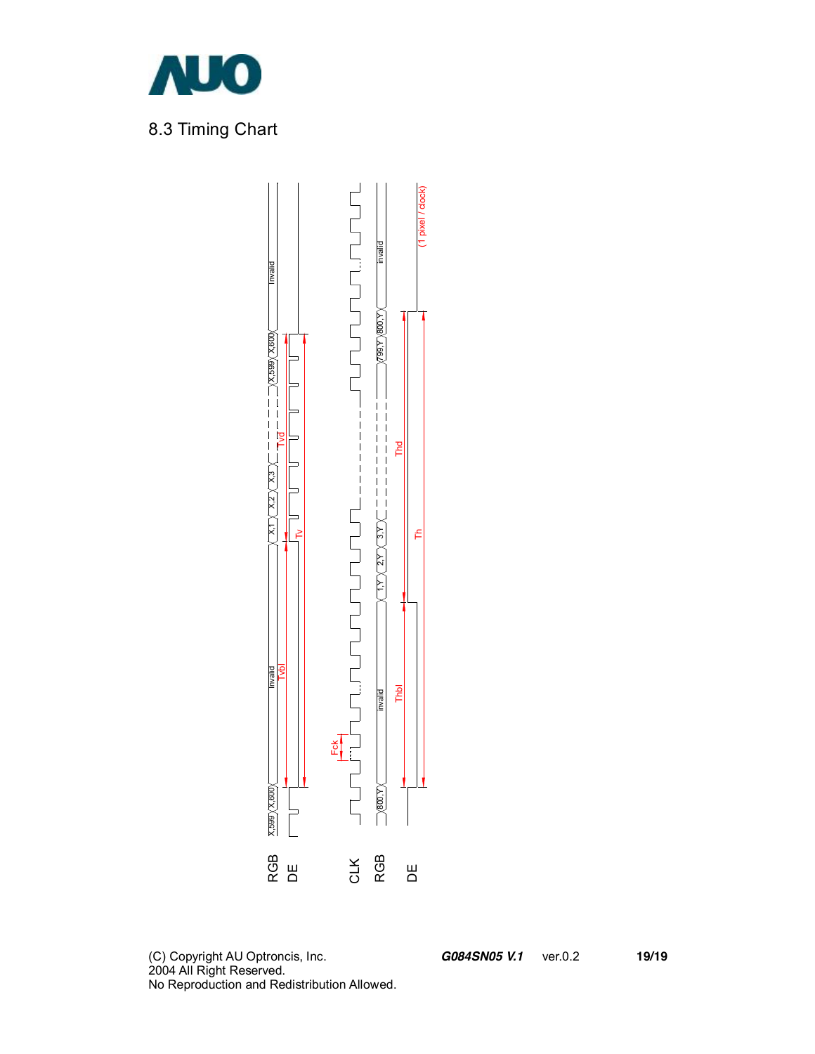## 8.3 Timing Chart

RGB

DE

CLK

RGB

DE

Invalid

X,599 X,600

Tvbl

Tvd

Tv

X,1 X,2 X,3

X,599 X,600

Invalid

Fck

800,Y

Invalid

Thbl

1,Y 2,Y 3,Y

Thd

Th

799,Y 800,Y

Invalid

(1 pixel / clock)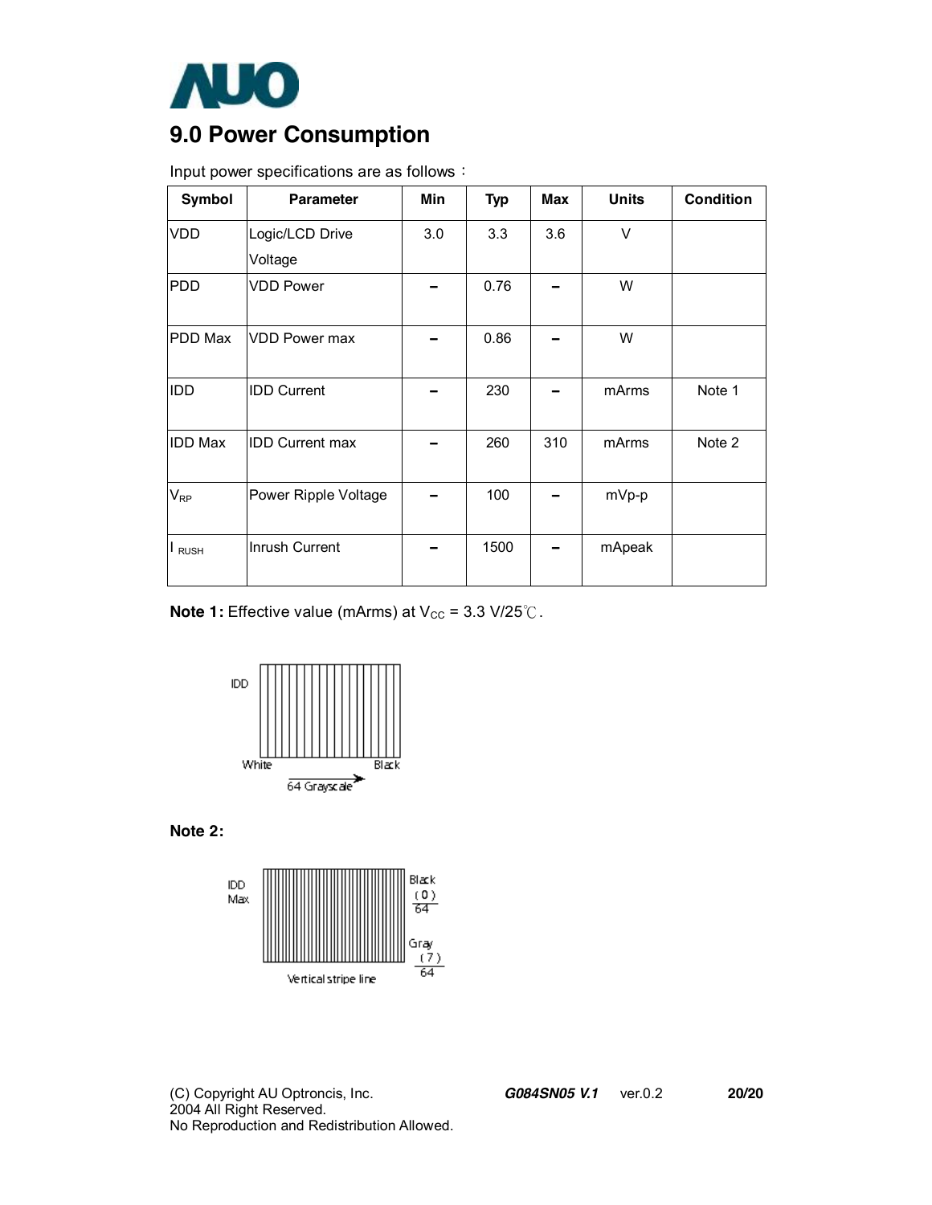# 9.0 Power Consumption

Input power specifications are as follows：

| Symbol | Parameter | Min | Typ | Max | Units | Condition |
|---|---|---|---|---|---|---|
| VDD | Logic/LCD Drive Voltage | 3.0 | 3.3 | 3.6 | V | |
| PDD | VDD Power | – | 0.76 | – | W | |
| PDD Max | VDD Power max | – | 0.86 | – | W | |
| IDD | IDD Current | – | 230 | – | mArms | Note 1 |
| IDD Max | IDD Current max | – | 260 | 310 | mArms | Note 2 |
| $V_{RP}$ | Power Ripple Voltage | – | 100 | – | mVp-p | |
| $I_{RUSH}$ | Inrush Current | – | 1500 | – | mApeak | |

**Note 1:** Effective value (mArms) at $V_{CC}$ = 3.3 V/25℃.

IDD

White Black

64 Grayscale

**Note 2:**

IDD Max

Black $\frac{(0)}{64}$

Gray $\frac{(7)}{64}$

Vertical stripe line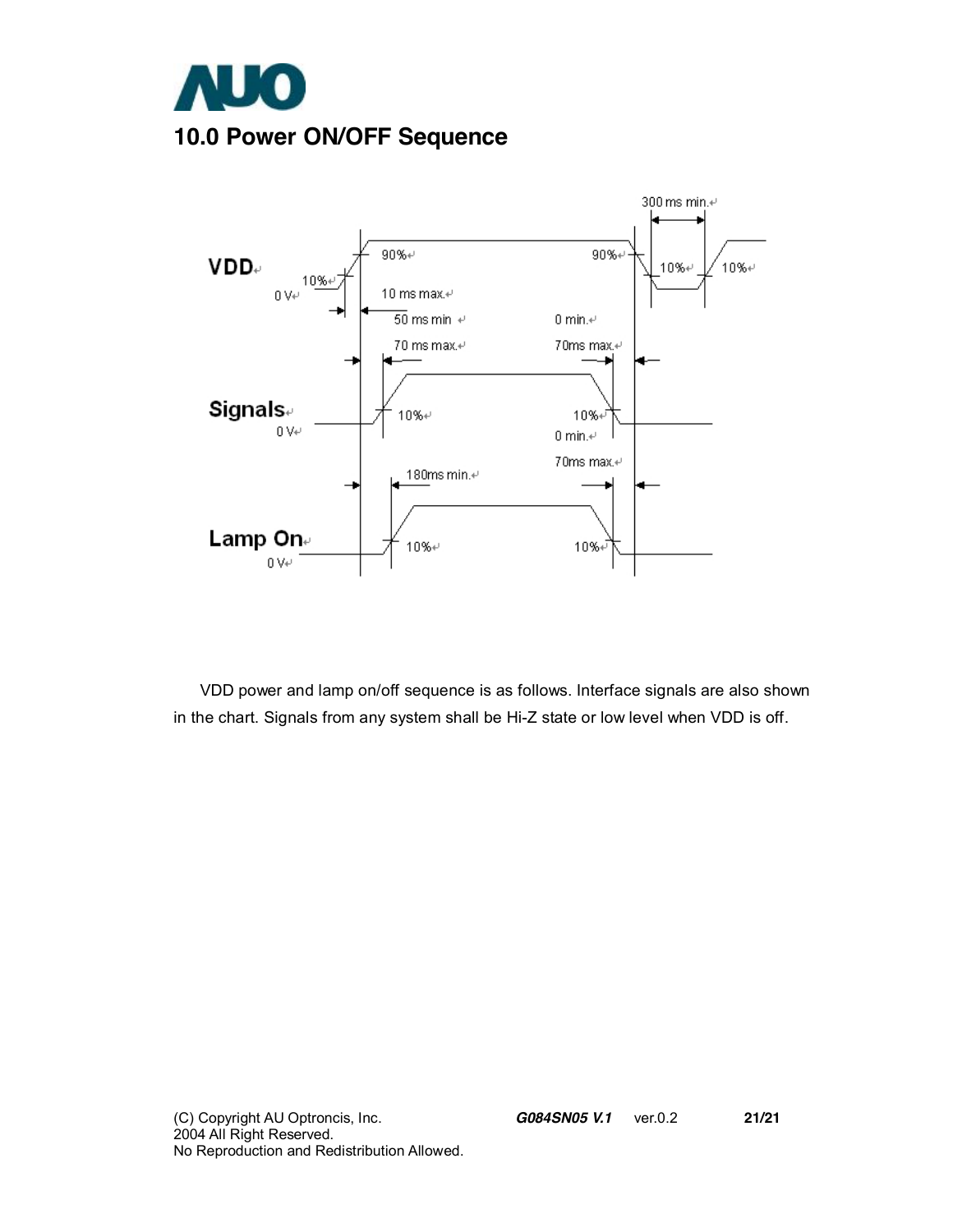## 10.0 Power ON/OFF Sequence

VDD power and lamp on/off sequence is as follows. Interface signals are also shown in the chart. Signals from any system shall be Hi-Z state or low level when VDD is off.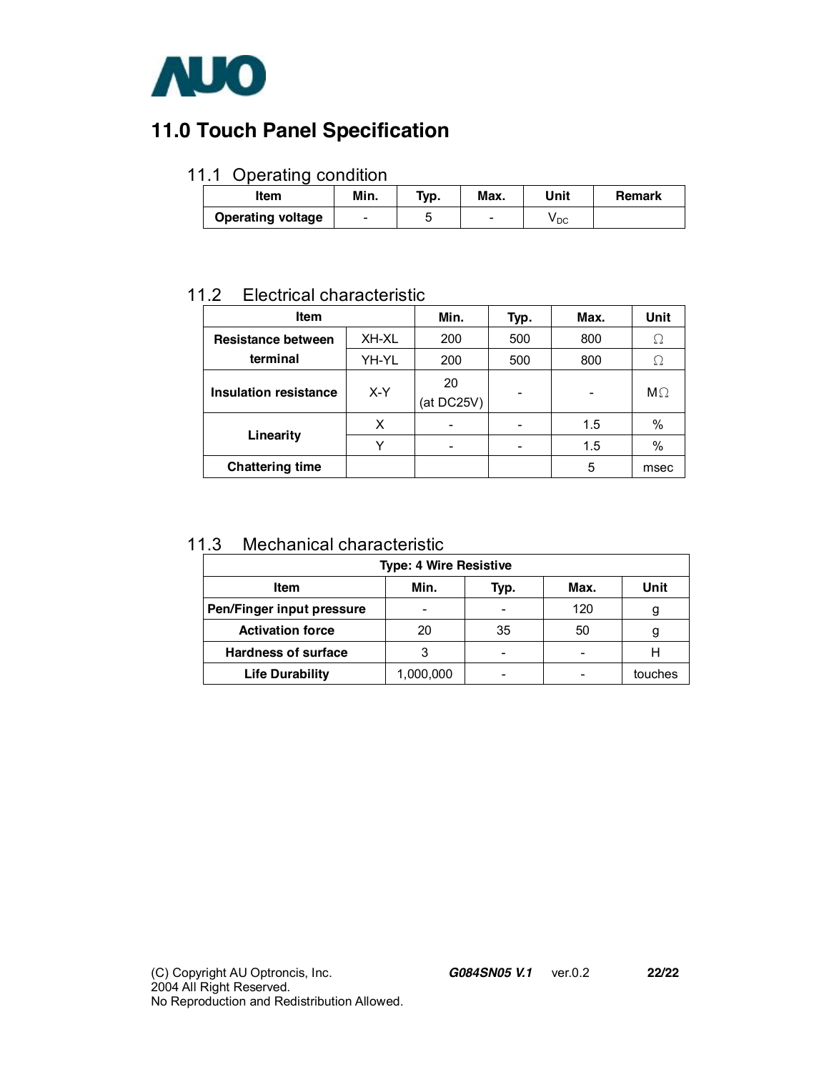# 11.0 Touch Panel Specification

## 11.1 Operating condition

| Item | Min. | Typ. | Max. | Unit | Remark |
|---|---|---|---|---|---|
| **Operating voltage** | - | 5 | - | $V_{DC}$ | |

## 11.2 Electrical characteristic

| Item | | Min. | Typ. | Max. | Unit |
|---|---|---|---|---|---|
| **Resistance between terminal** | XH-XL | 200 | 500 | 800 | Ω |
| | YH-YL | 200 | 500 | 800 | Ω |
| **Insulation resistance** | X-Y | 20 (at DC25V) | - | - | MΩ |
| **Linearity** | X | - | - | 1.5 | % |
| | Y | - | - | 1.5 | % |
| **Chattering time** | | | | 5 | msec |

## 11.3 Mechanical characteristic

| Type: 4 Wire Resistive | | | | |
|---|---|---|---|---|
| **Item** | **Min.** | **Typ.** | **Max.** | **Unit** |
| **Pen/Finger input pressure** | - | - | 120 | g |
| **Activation force** | 20 | 35 | 50 | g |
| **Hardness of surface** | 3 | - | - | H |
| **Life Durability** | 1,000,000 | - | - | touches |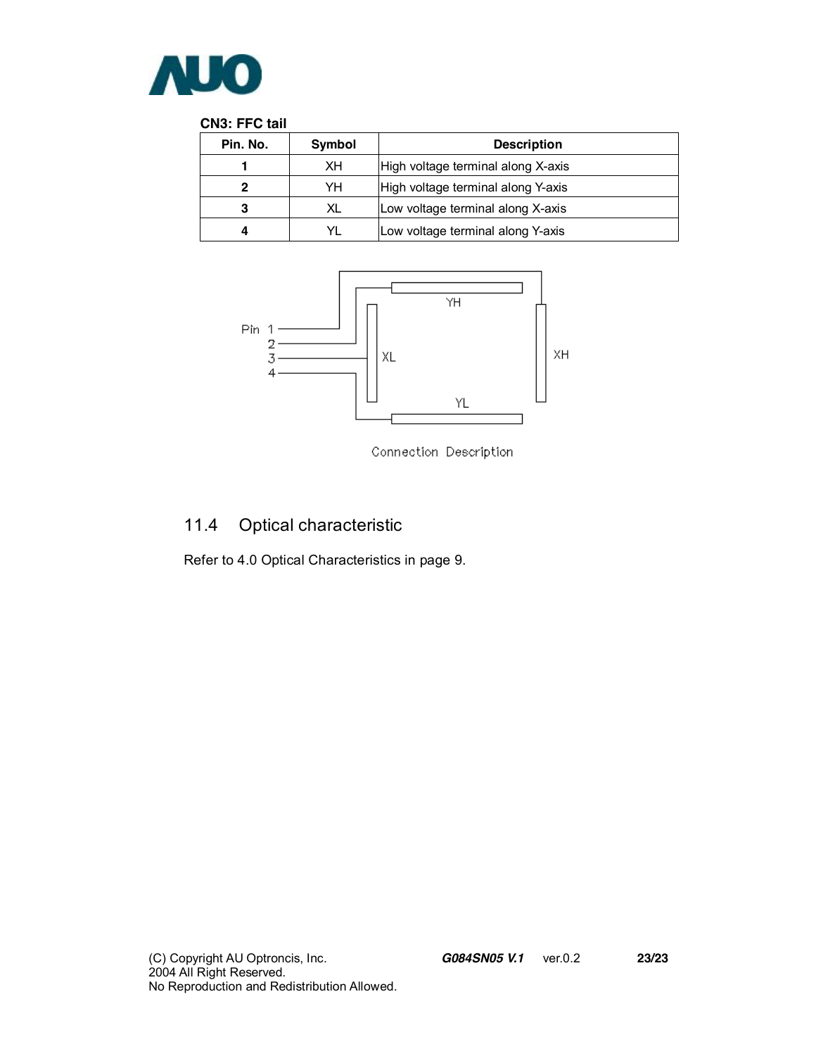**CN3: FFC tail**

| Pin. No. | Symbol | Description |
|---|---|---|
| 1 | XH | High voltage terminal along X-axis |
| 2 | YH | High voltage terminal along Y-axis |
| 3 | XL | Low voltage terminal along X-axis |
| 4 | YL | Low voltage terminal along Y-axis |

Pin 1 2 3 4 YH XL XH YL

Connection Description

## 11.4 Optical characteristic

Refer to 4.0 Optical Characteristics in page 9.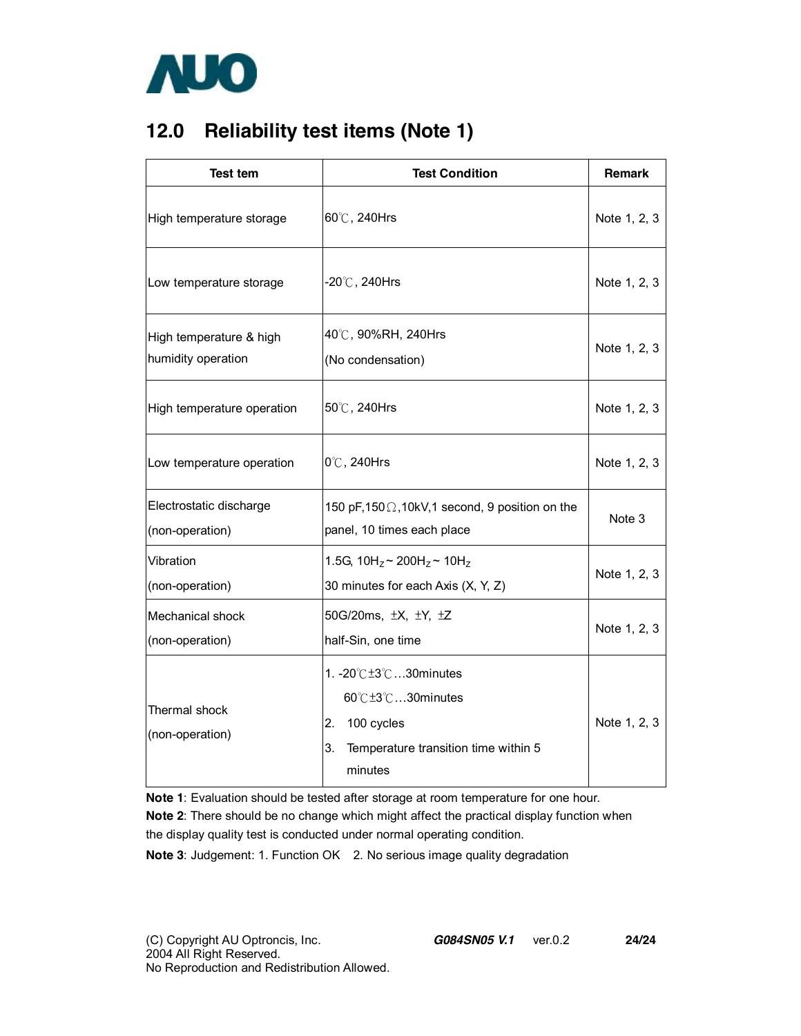## 12.0 Reliability test items (Note 1)

| Test tem | Test Condition | Remark |
|---|---|---|
| High temperature storage | 60℃, 240Hrs | Note 1, 2, 3 |
| Low temperature storage | -20℃, 240Hrs | Note 1, 2, 3 |
| High temperature & high humidity operation | 40℃, 90%RH, 240Hrs (No condensation) | Note 1, 2, 3 |
| High temperature operation | 50℃, 240Hrs | Note 1, 2, 3 |
| Low temperature operation | 0℃, 240Hrs | Note 1, 2, 3 |
| Electrostatic discharge (non-operation) | 150 pF,150Ω,10kV,1 second, 9 position on the panel, 10 times each place | Note 3 |
| Vibration (non-operation) | 1.5G, $10H_Z \sim 200H_Z \sim 10H_Z$ 30 minutes for each Axis (X, Y, Z) | Note 1, 2, 3 |
| Mechanical shock (non-operation) | 50G/20ms, ±X, ±Y, ±Z half-Sin, one time | Note 1, 2, 3 |
| Thermal shock (non-operation) | 1. -20℃±3℃…30minutes 60℃±3℃…30minutes 2. 100 cycles 3. Temperature transition time within 5 minutes | Note 1, 2, 3 |

**Note 1**: Evaluation should be tested after storage at room temperature for one hour.

**Note 2**: There should be no change which might affect the practical display function when the display quality test is conducted under normal operating condition.

**Note 3**: Judgement: 1. Function OK 2. No serious image quality degradation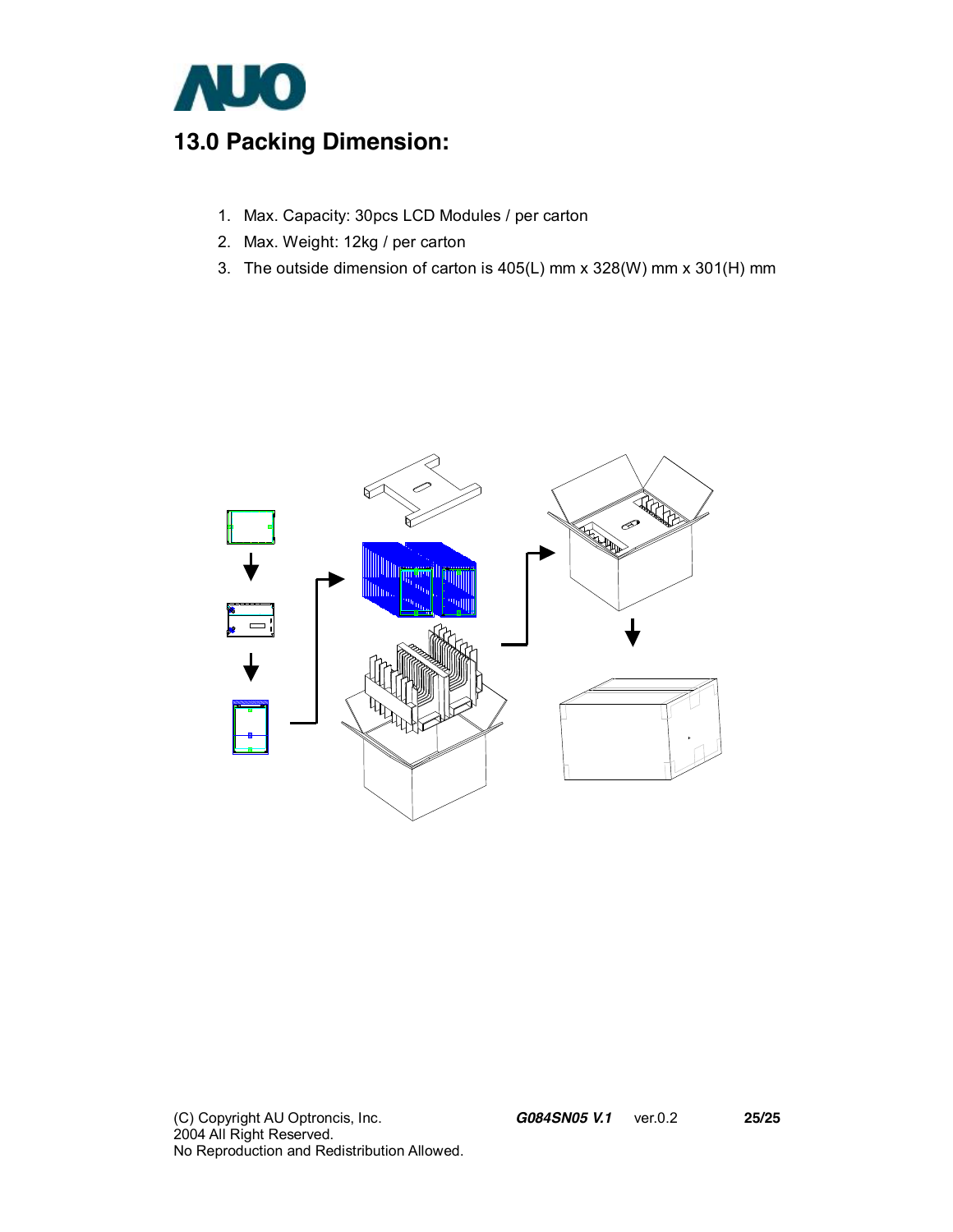## 13.0 Packing Dimension:

1. Max. Capacity: 30pcs LCD Modules / per carton
2. Max. Weight: 12kg / per carton
3. The outside dimension of carton is 405(L) mm x 328(W) mm x 301(H) mm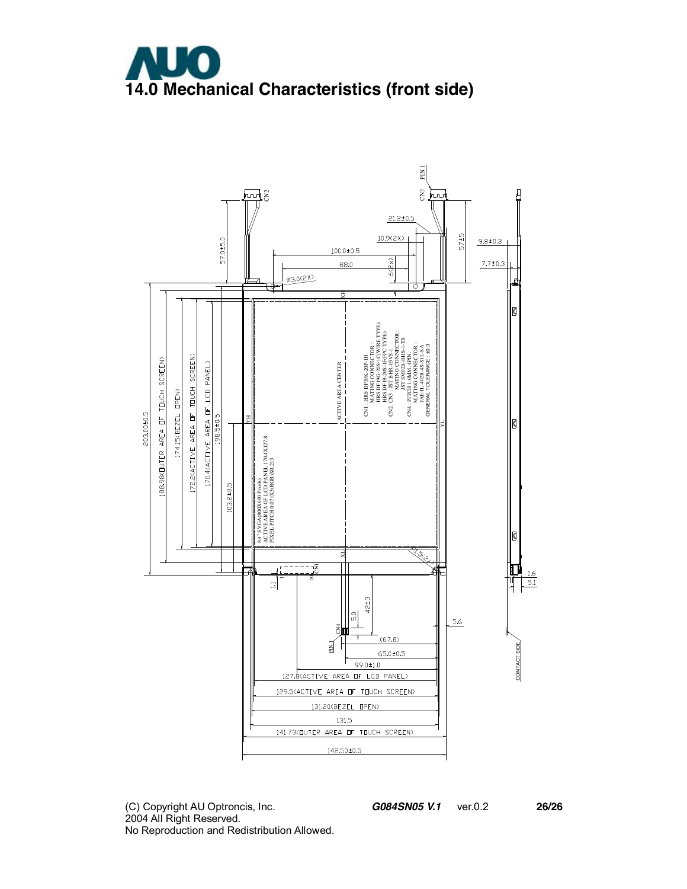# 14.0 Mechanical Characteristics (front side)

CN2

CN3

PIN 1

21.2±0.5

10.9(2X)

100.0±0.5

88.0

5(2X)

ø3.0(2X)

57.0±5.0

57±5

9.8±0.3

7.7±0.3

XH

ACTIVE AREA CENTER

CN1 : HRS DF19K-20P-1H
MATING CONNECTOR :
HRS DF19G-20S-1C(WIRE TYPE)
HRS DF19-20S-1F(FPC TYPE)
CN2, CN3 : JST BHR-03VS-1
MATING CONNECTOR :
JST SM02B-BHS-1-TB
CN4 : PITCH 1.0MM 4PIN.
MATING CONNECTOR :
JAE IL-4P2B-4S-S1L3A
GENERAL TOLERANCE : ±0.3

YH

YL

203.00±0.5

188.98(OUTER AREA OF TOUCH SCREEN)

174.15(BEZEL OPEN)

172.2(ACTIVE AREA OF TOUCH SCREEN)

170.4(ACTIVE AREA OF LCD PANEL)

198.5±0.5

103.2±0.5

8.4" SVGA(800X600 Pixels)
ACTIVE AREA OF LCD PANEL 170.4X127.8
PIXEL PITCH 0.071X3(RGB)X0.213

XL

R1.5(2X)

CN1

20

1

1.1

5.0

42±3

CN4

PIN 1

5.6

(67.8)

65.0±0.5

99.0±1.0

127.8(ACTIVE AREA OF LCD PANEL)

129.5(ACTIVE AREA OF TOUCH SCREEN)

131.20(BEZEL OPEN)

131.5

141.73(OUTER AREA OF TOUCH SCREEN)

142.50±0.5

1.6

5.1

CONTACT SIDE

(C) Copyright AU Optroncis, Inc.
2004 All Right Reserved.
No Reproduction and Redistribution Allowed.

***G084SN05 V.1*** ver.0.2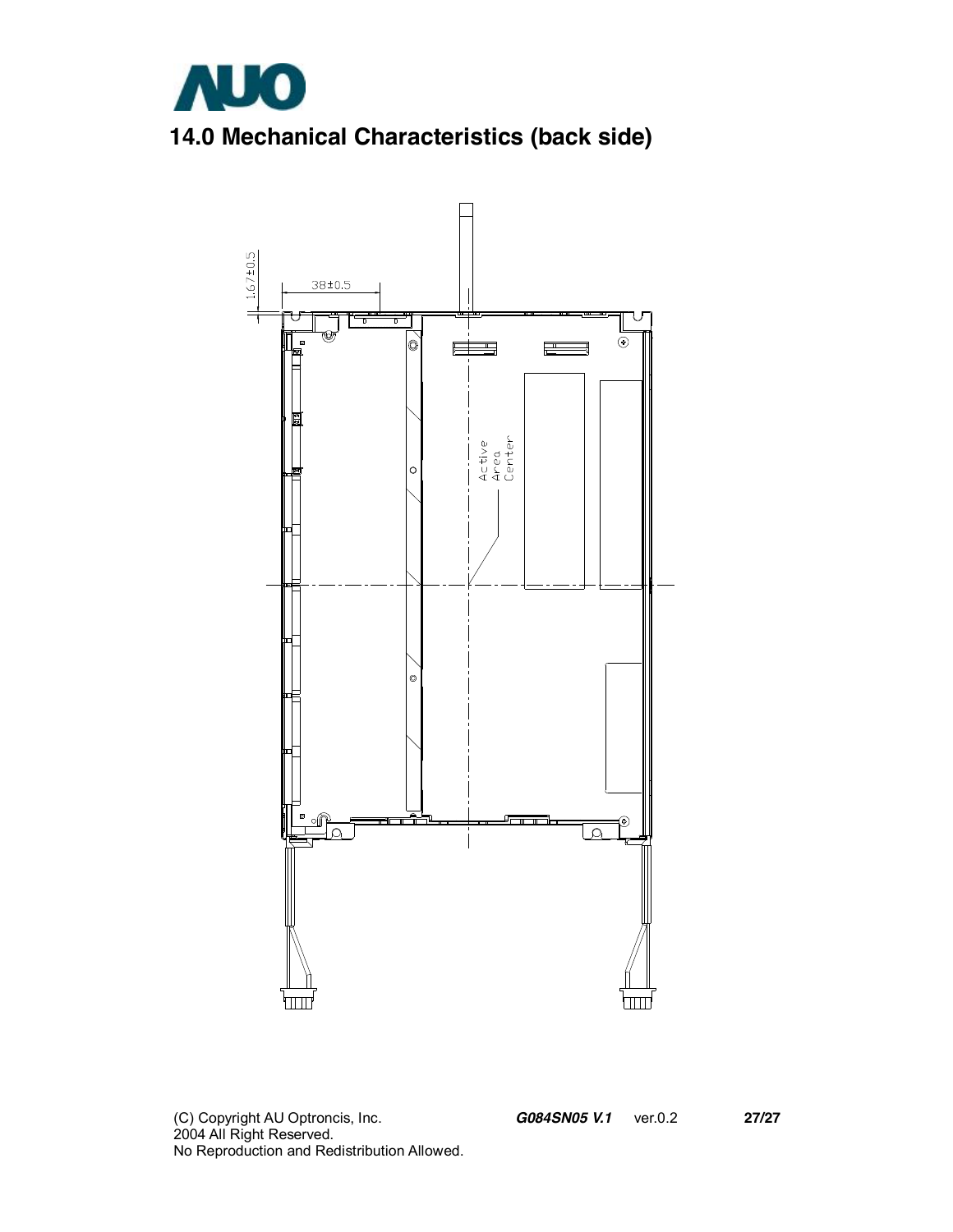# 14.0 Mechanical Characteristics (back side)

1.67±0.5

38±0.5

Active
Area
Center